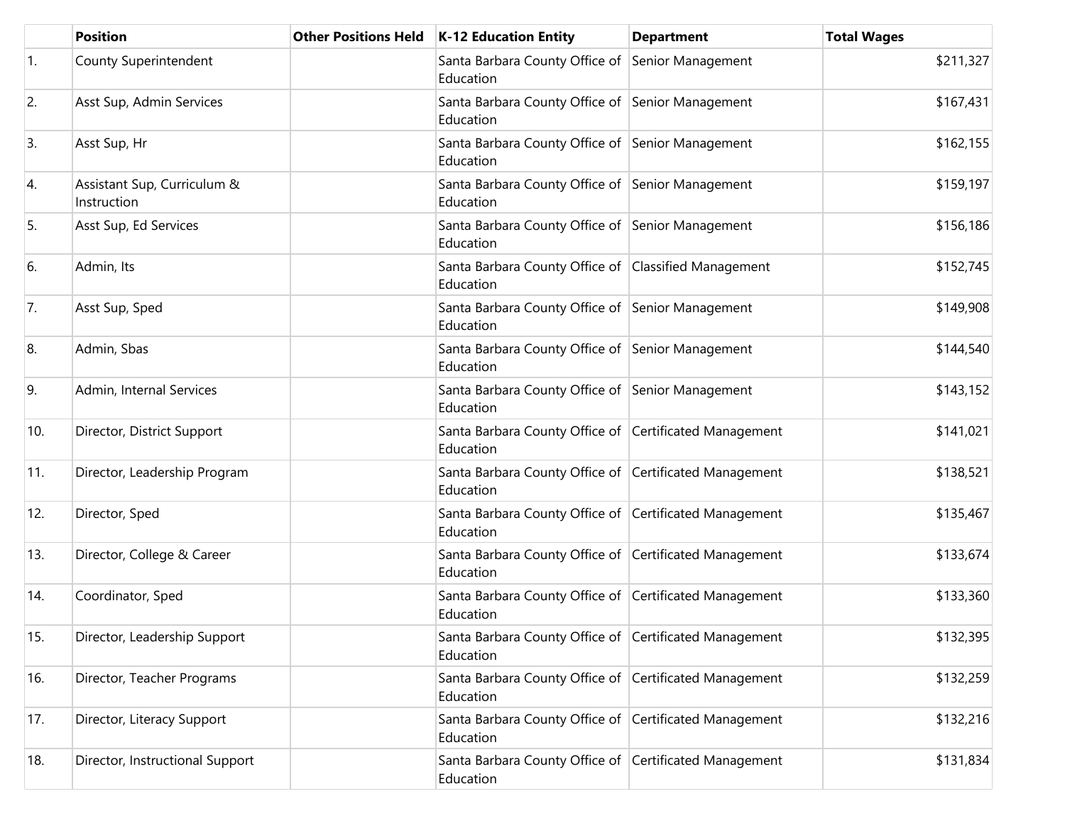| | Position | Other Positions Held | K-12 Education Entity | Department | Total Wages |
|---|---|---|---|---|---|
| 1. | County Superintendent | | Santa Barbara County Office of Education | Senior Management | $211,327 |
| 2. | Asst Sup, Admin Services | | Santa Barbara County Office of Education | Senior Management | $167,431 |
| 3. | Asst Sup, Hr | | Santa Barbara County Office of Education | Senior Management | $162,155 |
| 4. | Assistant Sup, Curriculum & Instruction | | Santa Barbara County Office of Education | Senior Management | $159,197 |
| 5. | Asst Sup, Ed Services | | Santa Barbara County Office of Education | Senior Management | $156,186 |
| 6. | Admin, Its | | Santa Barbara County Office of Education | Classified Management | $152,745 |
| 7. | Asst Sup, Sped | | Santa Barbara County Office of Education | Senior Management | $149,908 |
| 8. | Admin, Sbas | | Santa Barbara County Office of Education | Senior Management | $144,540 |
| 9. | Admin, Internal Services | | Santa Barbara County Office of Education | Senior Management | $143,152 |
| 10. | Director, District Support | | Santa Barbara County Office of Education | Certificated Management | $141,021 |
| 11. | Director, Leadership Program | | Santa Barbara County Office of Education | Certificated Management | $138,521 |
| 12. | Director, Sped | | Santa Barbara County Office of Education | Certificated Management | $135,467 |
| 13. | Director, College & Career | | Santa Barbara County Office of Education | Certificated Management | $133,674 |
| 14. | Coordinator, Sped | | Santa Barbara County Office of Education | Certificated Management | $133,360 |
| 15. | Director, Leadership Support | | Santa Barbara County Office of Education | Certificated Management | $132,395 |
| 16. | Director, Teacher Programs | | Santa Barbara County Office of Education | Certificated Management | $132,259 |
| 17. | Director, Literacy Support | | Santa Barbara County Office of Education | Certificated Management | $132,216 |
| 18. | Director, Instructional Support | | Santa Barbara County Office of Education | Certificated Management | $131,834 |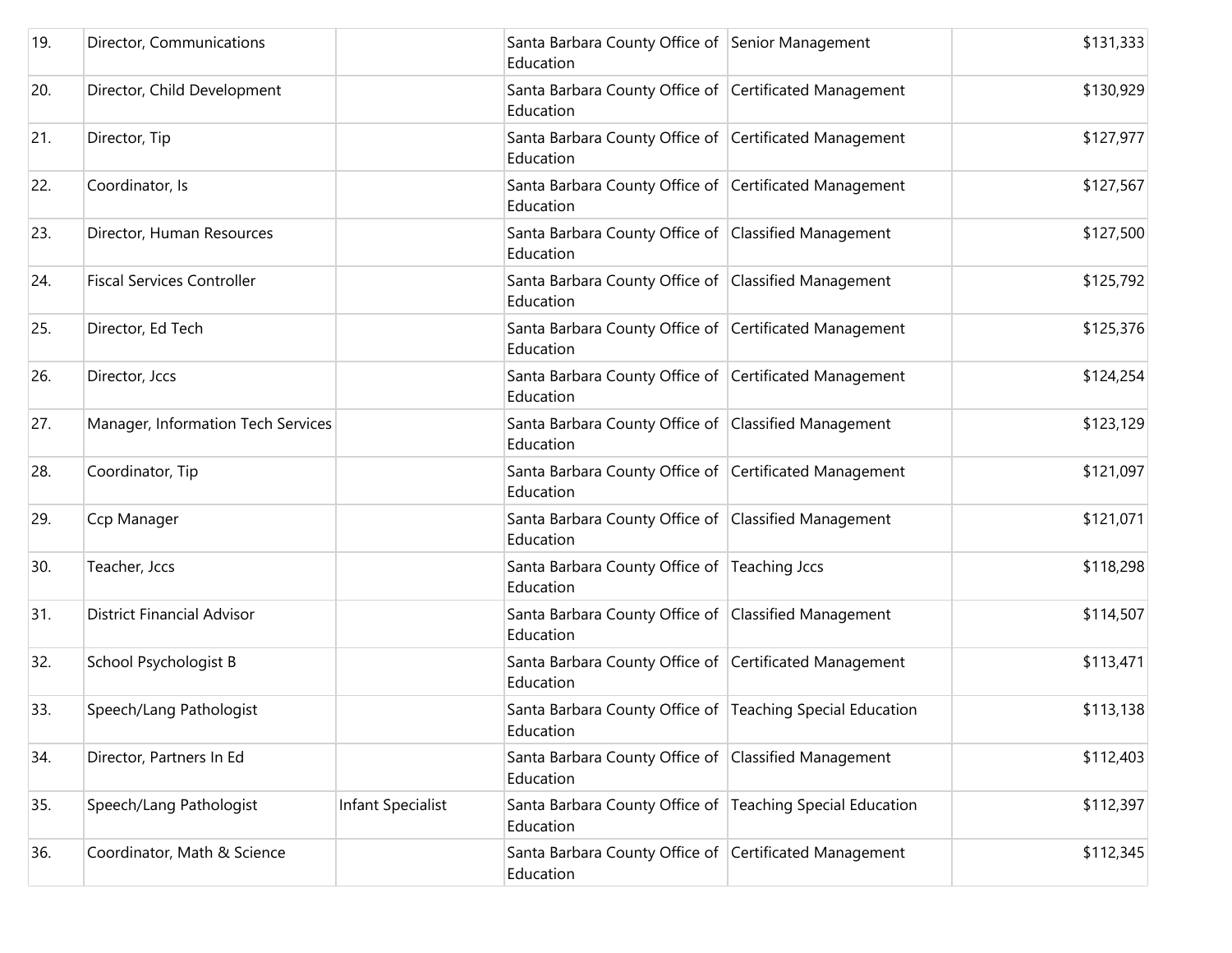| | | | | | |
|---|---|---|---|---|---|
| 19. | Director, Communications | | Santa Barbara County Office of Education | Senior Management | $131,333 |
| 20. | Director, Child Development | | Santa Barbara County Office of Education | Certificated Management | $130,929 |
| 21. | Director, Tip | | Santa Barbara County Office of Education | Certificated Management | $127,977 |
| 22. | Coordinator, Is | | Santa Barbara County Office of Education | Certificated Management | $127,567 |
| 23. | Director, Human Resources | | Santa Barbara County Office of Education | Classified Management | $127,500 |
| 24. | Fiscal Services Controller | | Santa Barbara County Office of Education | Classified Management | $125,792 |
| 25. | Director, Ed Tech | | Santa Barbara County Office of Education | Certificated Management | $125,376 |
| 26. | Director, Jccs | | Santa Barbara County Office of Education | Certificated Management | $124,254 |
| 27. | Manager, Information Tech Services | | Santa Barbara County Office of Education | Classified Management | $123,129 |
| 28. | Coordinator, Tip | | Santa Barbara County Office of Education | Certificated Management | $121,097 |
| 29. | Ccp Manager | | Santa Barbara County Office of Education | Classified Management | $121,071 |
| 30. | Teacher, Jccs | | Santa Barbara County Office of Education | Teaching Jccs | $118,298 |
| 31. | District Financial Advisor | | Santa Barbara County Office of Education | Classified Management | $114,507 |
| 32. | School Psychologist B | | Santa Barbara County Office of Education | Certificated Management | $113,471 |
| 33. | Speech/Lang Pathologist | | Santa Barbara County Office of Education | Teaching Special Education | $113,138 |
| 34. | Director, Partners In Ed | | Santa Barbara County Office of Education | Classified Management | $112,403 |
| 35. | Speech/Lang Pathologist | Infant Specialist | Santa Barbara County Office of Education | Teaching Special Education | $112,397 |
| 36. | Coordinator, Math & Science | | Santa Barbara County Office of Education | Certificated Management | $112,345 |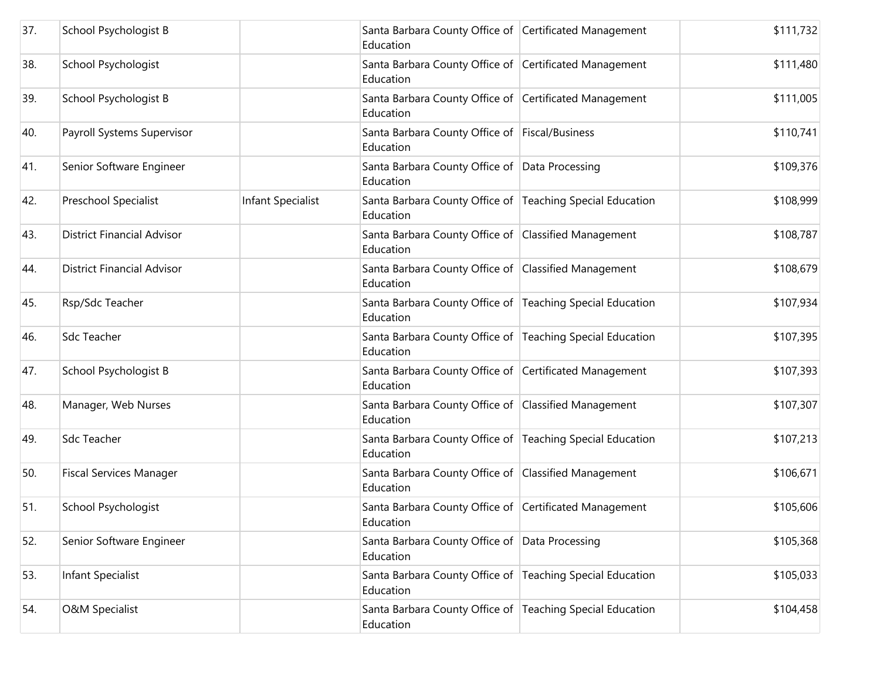| 37. | School Psychologist B | | Santa Barbara County Office of Education | Certificated Management | $111,732 |
|---|---|---|---|---|---|
| 38. | School Psychologist | | Santa Barbara County Office of Education | Certificated Management | $111,480 |
| 39. | School Psychologist B | | Santa Barbara County Office of Education | Certificated Management | $111,005 |
| 40. | Payroll Systems Supervisor | | Santa Barbara County Office of Education | Fiscal/Business | $110,741 |
| 41. | Senior Software Engineer | | Santa Barbara County Office of Education | Data Processing | $109,376 |
| 42. | Preschool Specialist | Infant Specialist | Santa Barbara County Office of Education | Teaching Special Education | $108,999 |
| 43. | District Financial Advisor | | Santa Barbara County Office of Education | Classified Management | $108,787 |
| 44. | District Financial Advisor | | Santa Barbara County Office of Education | Classified Management | $108,679 |
| 45. | Rsp/Sdc Teacher | | Santa Barbara County Office of Education | Teaching Special Education | $107,934 |
| 46. | Sdc Teacher | | Santa Barbara County Office of Education | Teaching Special Education | $107,395 |
| 47. | School Psychologist B | | Santa Barbara County Office of Education | Certificated Management | $107,393 |
| 48. | Manager, Web Nurses | | Santa Barbara County Office of Education | Classified Management | $107,307 |
| 49. | Sdc Teacher | | Santa Barbara County Office of Education | Teaching Special Education | $107,213 |
| 50. | Fiscal Services Manager | | Santa Barbara County Office of Education | Classified Management | $106,671 |
| 51. | School Psychologist | | Santa Barbara County Office of Education | Certificated Management | $105,606 |
| 52. | Senior Software Engineer | | Santa Barbara County Office of Education | Data Processing | $105,368 |
| 53. | Infant Specialist | | Santa Barbara County Office of Education | Teaching Special Education | $105,033 |
| 54. | O&M Specialist | | Santa Barbara County Office of Education | Teaching Special Education | $104,458 |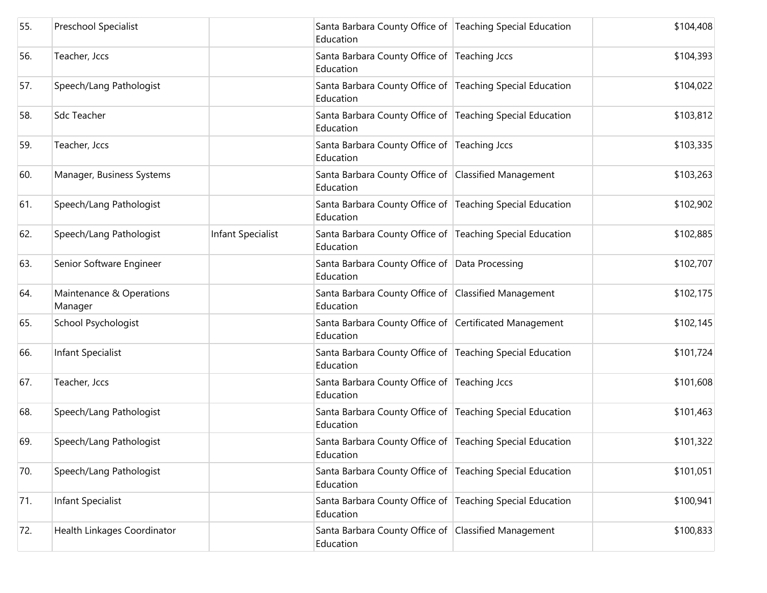| | | | | | |
|---|---|---|---|---|---|
| 55. | Preschool Specialist | | Santa Barbara County Office of Education | Teaching Special Education | $104,408 |
| 56. | Teacher, Jccs | | Santa Barbara County Office of Education | Teaching Jccs | $104,393 |
| 57. | Speech/Lang Pathologist | | Santa Barbara County Office of Education | Teaching Special Education | $104,022 |
| 58. | Sdc Teacher | | Santa Barbara County Office of Education | Teaching Special Education | $103,812 |
| 59. | Teacher, Jccs | | Santa Barbara County Office of Education | Teaching Jccs | $103,335 |
| 60. | Manager, Business Systems | | Santa Barbara County Office of Education | Classified Management | $103,263 |
| 61. | Speech/Lang Pathologist | | Santa Barbara County Office of Education | Teaching Special Education | $102,902 |
| 62. | Speech/Lang Pathologist | Infant Specialist | Santa Barbara County Office of Education | Teaching Special Education | $102,885 |
| 63. | Senior Software Engineer | | Santa Barbara County Office of Education | Data Processing | $102,707 |
| 64. | Maintenance & Operations Manager | | Santa Barbara County Office of Education | Classified Management | $102,175 |
| 65. | School Psychologist | | Santa Barbara County Office of Education | Certificated Management | $102,145 |
| 66. | Infant Specialist | | Santa Barbara County Office of Education | Teaching Special Education | $101,724 |
| 67. | Teacher, Jccs | | Santa Barbara County Office of Education | Teaching Jccs | $101,608 |
| 68. | Speech/Lang Pathologist | | Santa Barbara County Office of Education | Teaching Special Education | $101,463 |
| 69. | Speech/Lang Pathologist | | Santa Barbara County Office of Education | Teaching Special Education | $101,322 |
| 70. | Speech/Lang Pathologist | | Santa Barbara County Office of Education | Teaching Special Education | $101,051 |
| 71. | Infant Specialist | | Santa Barbara County Office of Education | Teaching Special Education | $100,941 |
| 72. | Health Linkages Coordinator | | Santa Barbara County Office of Education | Classified Management | $100,833 |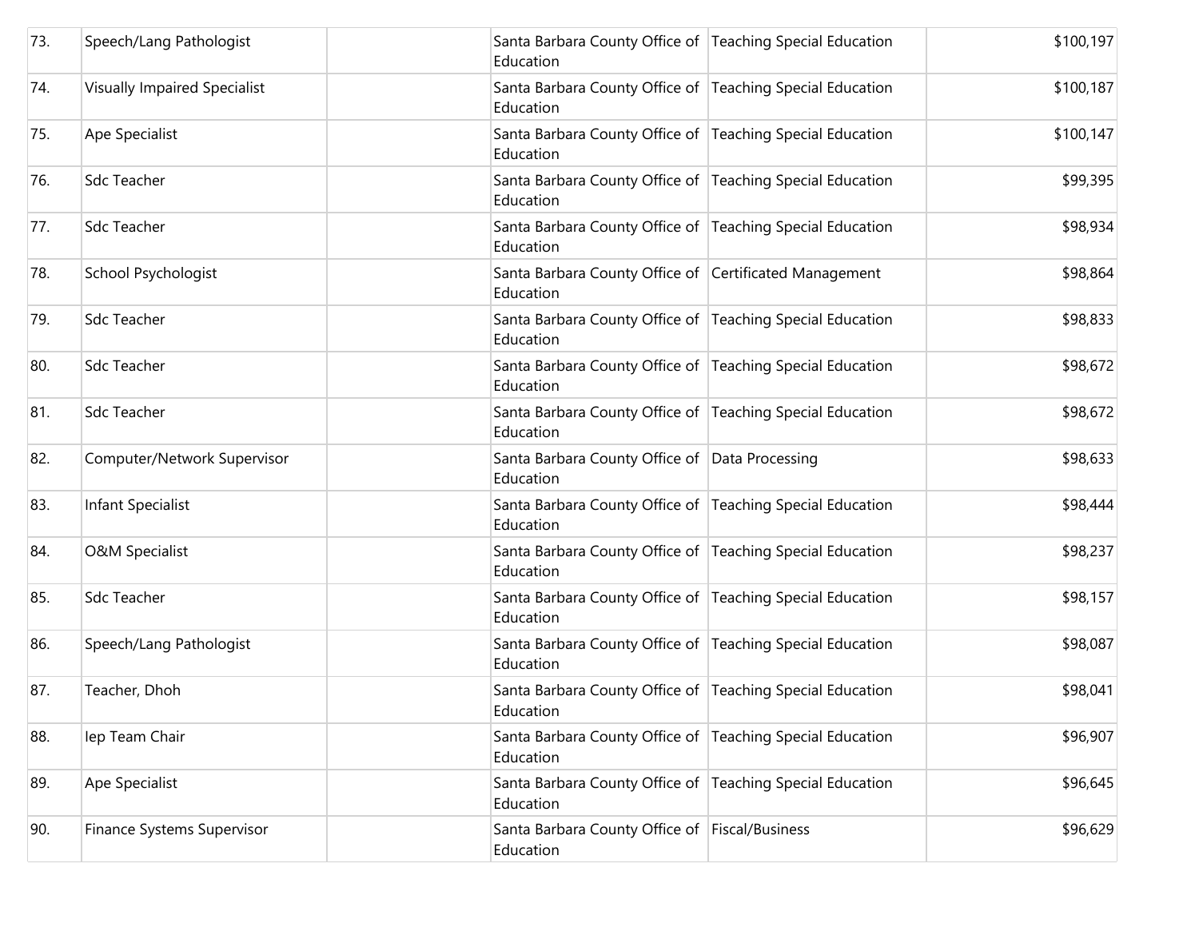| | | | | | |
|---|---|---|---|---|---|
| 73. | Speech/Lang Pathologist | | Santa Barbara County Office of Education | Teaching Special Education | $100,197 |
| 74. | Visually Impaired Specialist | | Santa Barbara County Office of Education | Teaching Special Education | $100,187 |
| 75. | Ape Specialist | | Santa Barbara County Office of Education | Teaching Special Education | $100,147 |
| 76. | Sdc Teacher | | Santa Barbara County Office of Education | Teaching Special Education | $99,395 |
| 77. | Sdc Teacher | | Santa Barbara County Office of Education | Teaching Special Education | $98,934 |
| 78. | School Psychologist | | Santa Barbara County Office of Education | Certificated Management | $98,864 |
| 79. | Sdc Teacher | | Santa Barbara County Office of Education | Teaching Special Education | $98,833 |
| 80. | Sdc Teacher | | Santa Barbara County Office of Education | Teaching Special Education | $98,672 |
| 81. | Sdc Teacher | | Santa Barbara County Office of Education | Teaching Special Education | $98,672 |
| 82. | Computer/Network Supervisor | | Santa Barbara County Office of Education | Data Processing | $98,633 |
| 83. | Infant Specialist | | Santa Barbara County Office of Education | Teaching Special Education | $98,444 |
| 84. | O&M Specialist | | Santa Barbara County Office of Education | Teaching Special Education | $98,237 |
| 85. | Sdc Teacher | | Santa Barbara County Office of Education | Teaching Special Education | $98,157 |
| 86. | Speech/Lang Pathologist | | Santa Barbara County Office of Education | Teaching Special Education | $98,087 |
| 87. | Teacher, Dhoh | | Santa Barbara County Office of Education | Teaching Special Education | $98,041 |
| 88. | Iep Team Chair | | Santa Barbara County Office of Education | Teaching Special Education | $96,907 |
| 89. | Ape Specialist | | Santa Barbara County Office of Education | Teaching Special Education | $96,645 |
| 90. | Finance Systems Supervisor | | Santa Barbara County Office of Education | Fiscal/Business | $96,629 |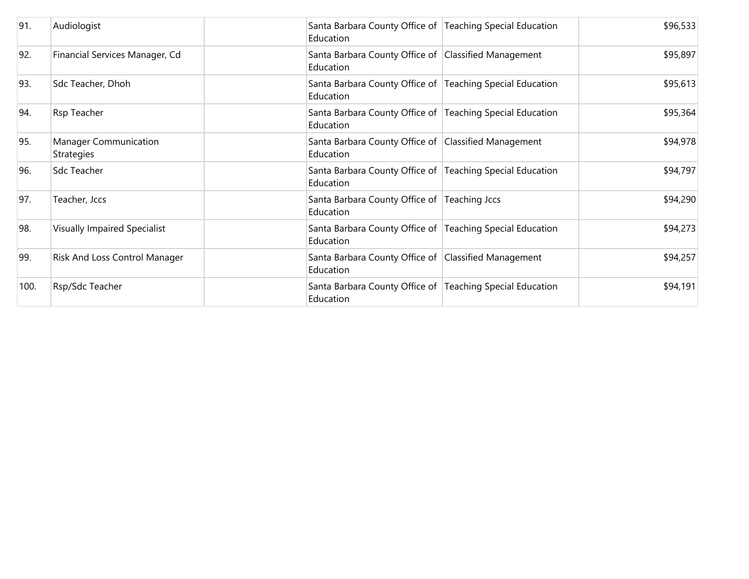| | | | | | |
|---|---|---|---|---|---|
| 91. | Audiologist | | Santa Barbara County Office of Education | Teaching Special Education | $96,533 |
| 92. | Financial Services Manager, Cd | | Santa Barbara County Office of Education | Classified Management | $95,897 |
| 93. | Sdc Teacher, Dhoh | | Santa Barbara County Office of Education | Teaching Special Education | $95,613 |
| 94. | Rsp Teacher | | Santa Barbara County Office of Education | Teaching Special Education | $95,364 |
| 95. | Manager Communication Strategies | | Santa Barbara County Office of Education | Classified Management | $94,978 |
| 96. | Sdc Teacher | | Santa Barbara County Office of Education | Teaching Special Education | $94,797 |
| 97. | Teacher, Jccs | | Santa Barbara County Office of Education | Teaching Jccs | $94,290 |
| 98. | Visually Impaired Specialist | | Santa Barbara County Office of Education | Teaching Special Education | $94,273 |
| 99. | Risk And Loss Control Manager | | Santa Barbara County Office of Education | Classified Management | $94,257 |
| 100. | Rsp/Sdc Teacher | | Santa Barbara County Office of Education | Teaching Special Education | $94,191 |